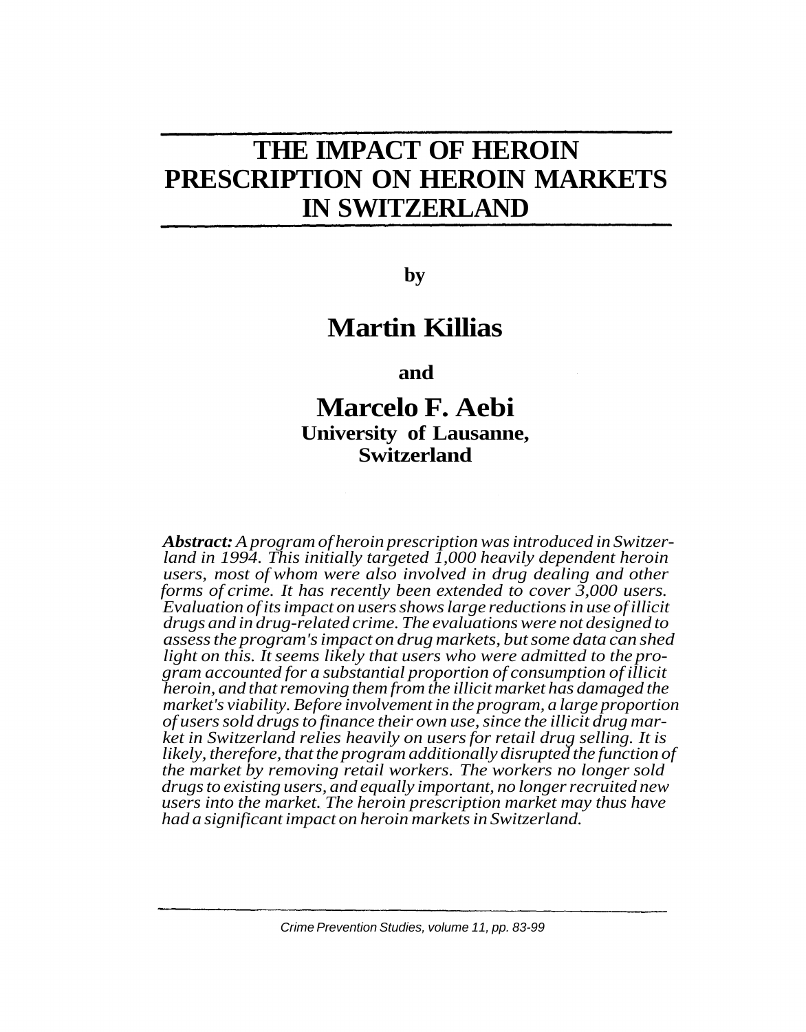# THE IMPACT OF HEROIN PRESCRIPTION ON HEROIN MARKETS IN SWITZERLAND

**by**

## Martin Killias

**and**

## Marcelo F. Aebi

**University of Lausanne, Switzerland**

***Abstract:*** *A program of heroin prescription was introduced in Switzerland in 1994. This initially targeted 1,000 heavily dependent heroin users, most of whom were also involved in drug dealing and other forms of crime. It has recently been extended to cover 3,000 users. Evaluation of its impact on users shows large reductions in use of illicit drugs and in drug-related crime. The evaluations were not designed to assess the program's impact on drug markets, but some data can shed light on this. It seems likely that users who were admitted to the program accounted for a substantial proportion of consumption of illicit heroin, and that removing them from the illicit market has damaged the market's viability. Before involvement in the program, a large proportion of users sold drugs to finance their own use, since the illicit drug market in Switzerland relies heavily on users for retail drug selling. It is likely, therefore, that the program additionally disrupted the function of the market by removing retail workers. The workers no longer sold drugs to existing users, and equally important, no longer recruited new users into the market. The heroin prescription market may thus have had a significant impact on heroin markets in Switzerland.*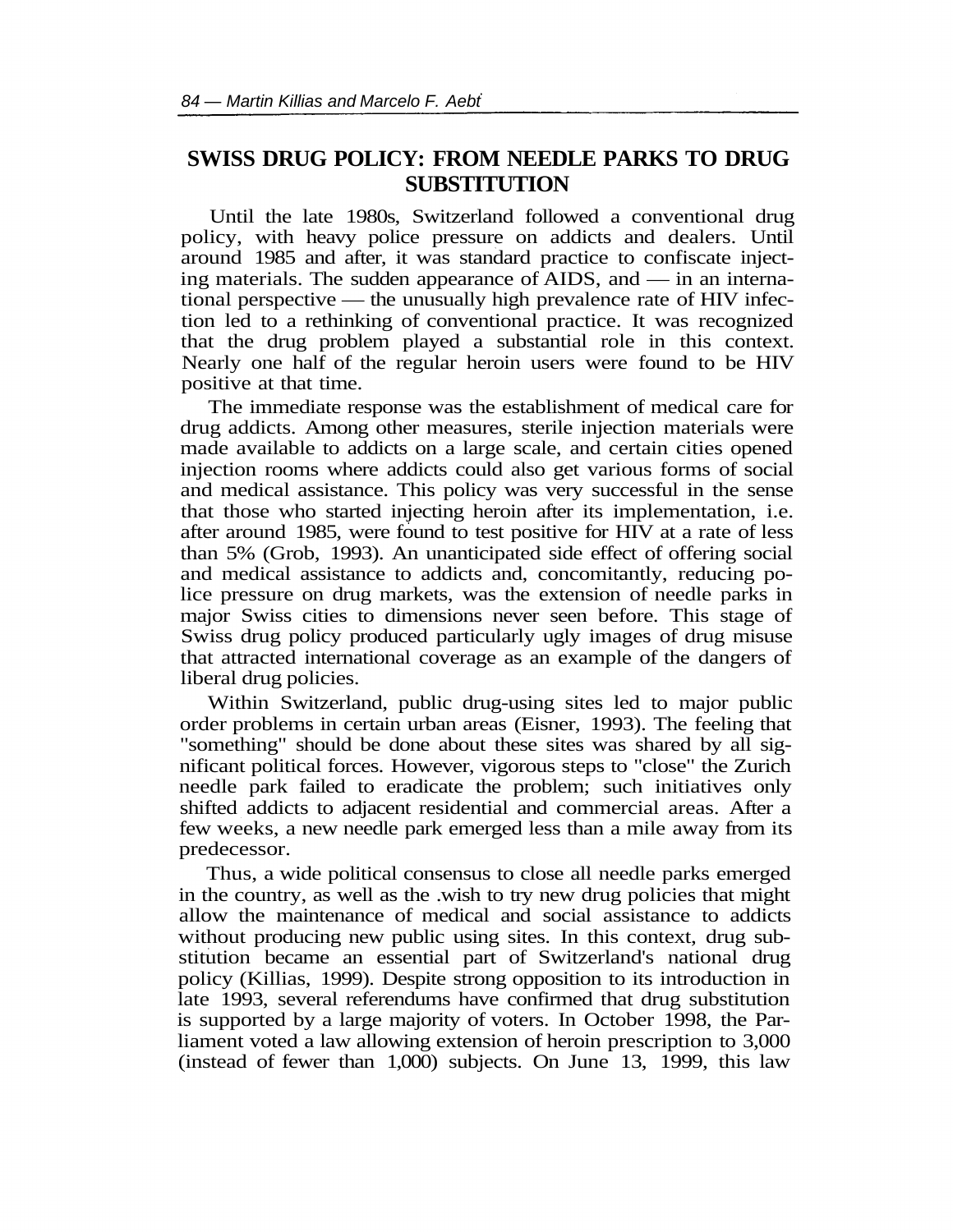## SWISS DRUG POLICY: FROM NEEDLE PARKS TO DRUG SUBSTITUTION

Until the late 1980s, Switzerland followed a conventional drug policy, with heavy police pressure on addicts and dealers. Until around 1985 and after, it was standard practice to confiscate injecting materials. The sudden appearance of AIDS, and — in an international perspective — the unusually high prevalence rate of HIV infection led to a rethinking of conventional practice. It was recognized that the drug problem played a substantial role in this context. Nearly one half of the regular heroin users were found to be HIV positive at that time.

The immediate response was the establishment of medical care for drug addicts. Among other measures, sterile injection materials were made available to addicts on a large scale, and certain cities opened injection rooms where addicts could also get various forms of social and medical assistance. This policy was very successful in the sense that those who started injecting heroin after its implementation, i.e. after around 1985, were found to test positive for HIV at a rate of less than 5% (Grob, 1993). An unanticipated side effect of offering social and medical assistance to addicts and, concomitantly, reducing police pressure on drug markets, was the extension of needle parks in major Swiss cities to dimensions never seen before. This stage of Swiss drug policy produced particularly ugly images of drug misuse that attracted international coverage as an example of the dangers of liberal drug policies.

Within Switzerland, public drug-using sites led to major public order problems in certain urban areas (Eisner, 1993). The feeling that "something" should be done about these sites was shared by all significant political forces. However, vigorous steps to "close" the Zurich needle park failed to eradicate the problem; such initiatives only shifted addicts to adjacent residential and commercial areas. After a few weeks, a new needle park emerged less than a mile away from its predecessor.

Thus, a wide political consensus to close all needle parks emerged in the country, as well as the .wish to try new drug policies that might allow the maintenance of medical and social assistance to addicts without producing new public using sites. In this context, drug substitution became an essential part of Switzerland's national drug policy (Killias, 1999). Despite strong opposition to its introduction in late 1993, several referendums have confirmed that drug substitution is supported by a large majority of voters. In October 1998, the Parliament voted a law allowing extension of heroin prescription to 3,000 (instead of fewer than 1,000) subjects. On June 13, 1999, this law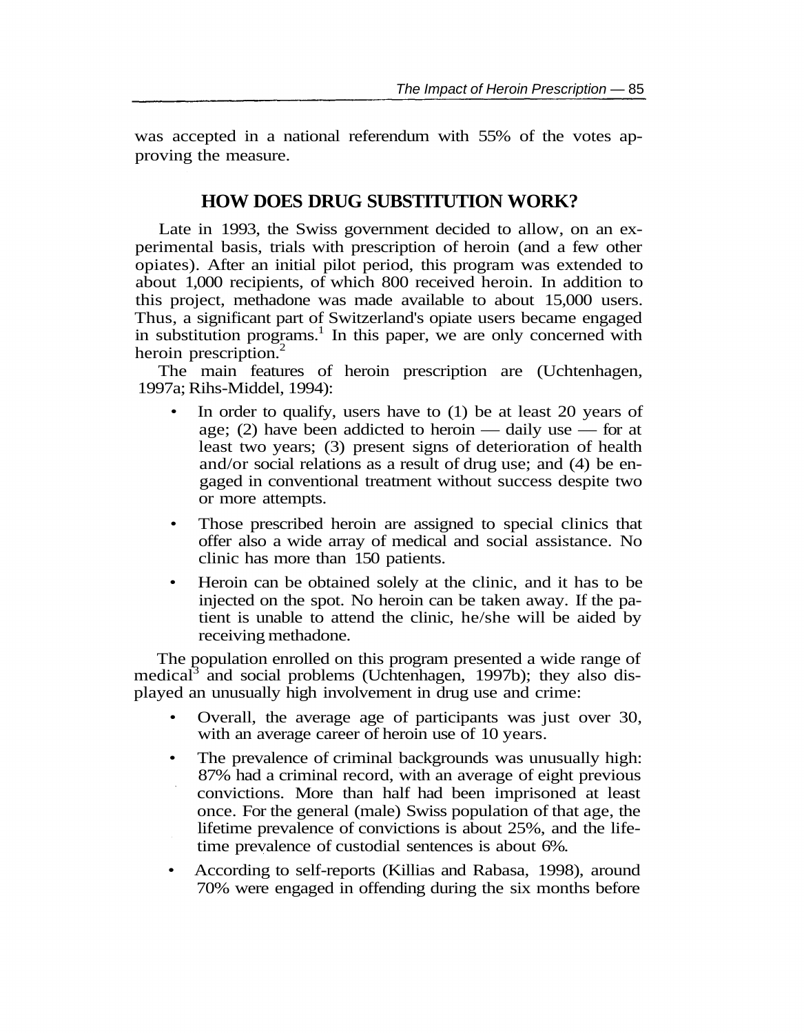was accepted in a national referendum with 55% of the votes approving the measure.

## HOW DOES DRUG SUBSTITUTION WORK?

Late in 1993, the Swiss government decided to allow, on an experimental basis, trials with prescription of heroin (and a few other opiates). After an initial pilot period, this program was extended to about 1,000 recipients, of which 800 received heroin. In addition to this project, methadone was made available to about 15,000 users. Thus, a significant part of Switzerland's opiate users became engaged in substitution programs.[1] In this paper, we are only concerned with heroin prescription.[2]

The main features of heroin prescription are (Uchtenhagen, 1997a; Rihs-Middel, 1994):

- In order to qualify, users have to (1) be at least 20 years of age; (2) have been addicted to heroin — daily use — for at least two years; (3) present signs of deterioration of health and/or social relations as a result of drug use; and (4) be engaged in conventional treatment without success despite two or more attempts.
- Those prescribed heroin are assigned to special clinics that offer also a wide array of medical and social assistance. No clinic has more than 150 patients.
- Heroin can be obtained solely at the clinic, and it has to be injected on the spot. No heroin can be taken away. If the patient is unable to attend the clinic, he/she will be aided by receiving methadone.

The population enrolled on this program presented a wide range of medical[3] and social problems (Uchtenhagen, 1997b); they also displayed an unusually high involvement in drug use and crime:

- Overall, the average age of participants was just over 30, with an average career of heroin use of 10 years.
- The prevalence of criminal backgrounds was unusually high: 87% had a criminal record, with an average of eight previous convictions. More than half had been imprisoned at least once. For the general (male) Swiss population of that age, the lifetime prevalence of convictions is about 25%, and the lifetime prevalence of custodial sentences is about 6%.
- According to self-reports (Killias and Rabasa, 1998), around 70% were engaged in offending during the six months before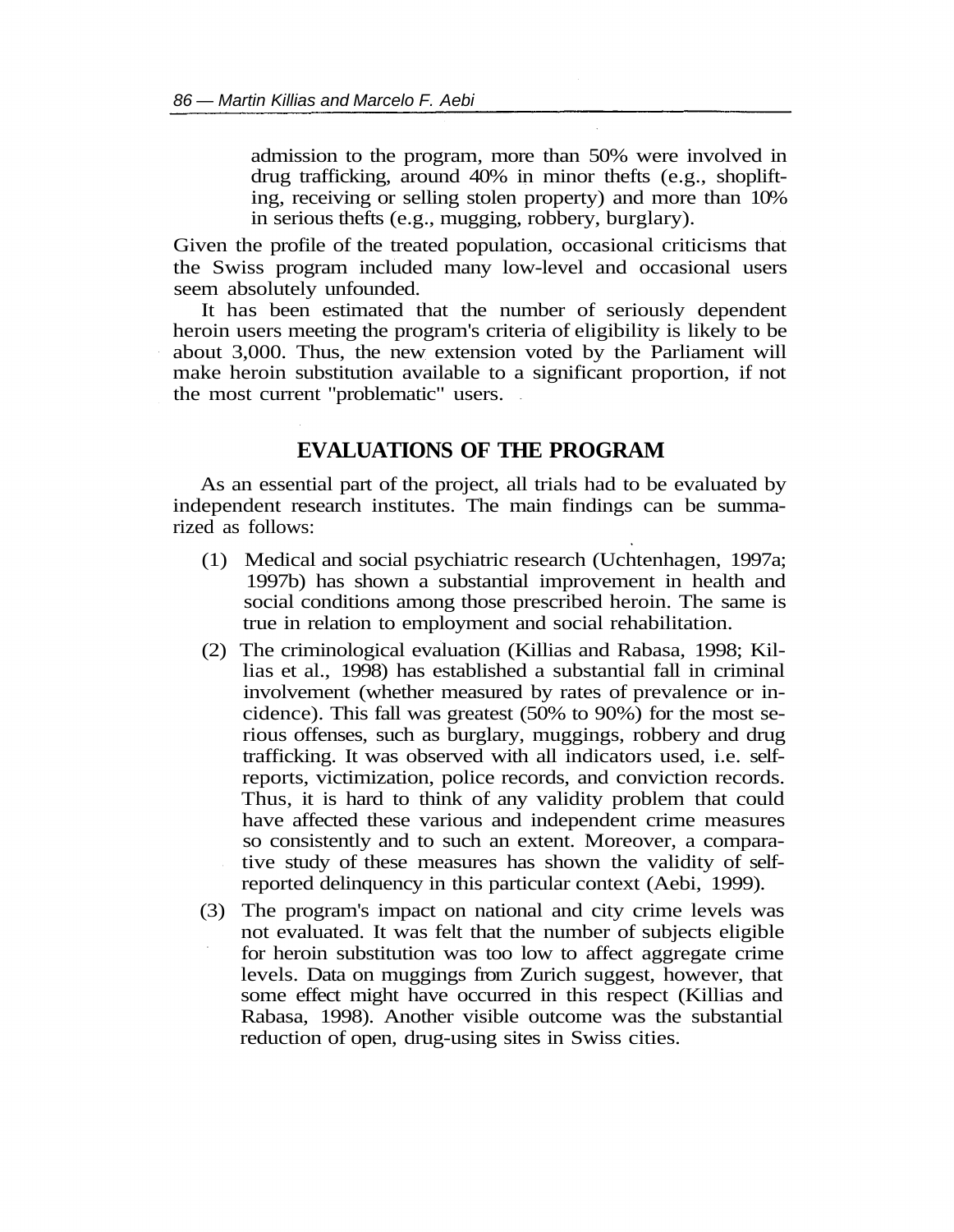admission to the program, more than 50% were involved in drug trafficking, around 40% in minor thefts (e.g., shoplifting, receiving or selling stolen property) and more than 10% in serious thefts (e.g., mugging, robbery, burglary).

Given the profile of the treated population, occasional criticisms that the Swiss program included many low-level and occasional users seem absolutely unfounded.

It has been estimated that the number of seriously dependent heroin users meeting the program's criteria of eligibility is likely to be about 3,000. Thus, the new extension voted by the Parliament will make heroin substitution available to a significant proportion, if not the most current "problematic" users.

## EVALUATIONS OF THE PROGRAM

As an essential part of the project, all trials had to be evaluated by independent research institutes. The main findings can be summarized as follows:

(1) Medical and social psychiatric research (Uchtenhagen, 1997a; 1997b) has shown a substantial improvement in health and social conditions among those prescribed heroin. The same is true in relation to employment and social rehabilitation.

(2) The criminological evaluation (Killias and Rabasa, 1998; Killias et al., 1998) has established a substantial fall in criminal involvement (whether measured by rates of prevalence or incidence). This fall was greatest (50% to 90%) for the most serious offenses, such as burglary, muggings, robbery and drug trafficking. It was observed with all indicators used, i.e. self-reports, victimization, police records, and conviction records. Thus, it is hard to think of any validity problem that could have affected these various and independent crime measures so consistently and to such an extent. Moreover, a comparative study of these measures has shown the validity of self-reported delinquency in this particular context (Aebi, 1999).

(3) The program's impact on national and city crime levels was not evaluated. It was felt that the number of subjects eligible for heroin substitution was too low to affect aggregate crime levels. Data on muggings from Zurich suggest, however, that some effect might have occurred in this respect (Killias and Rabasa, 1998). Another visible outcome was the substantial reduction of open, drug-using sites in Swiss cities.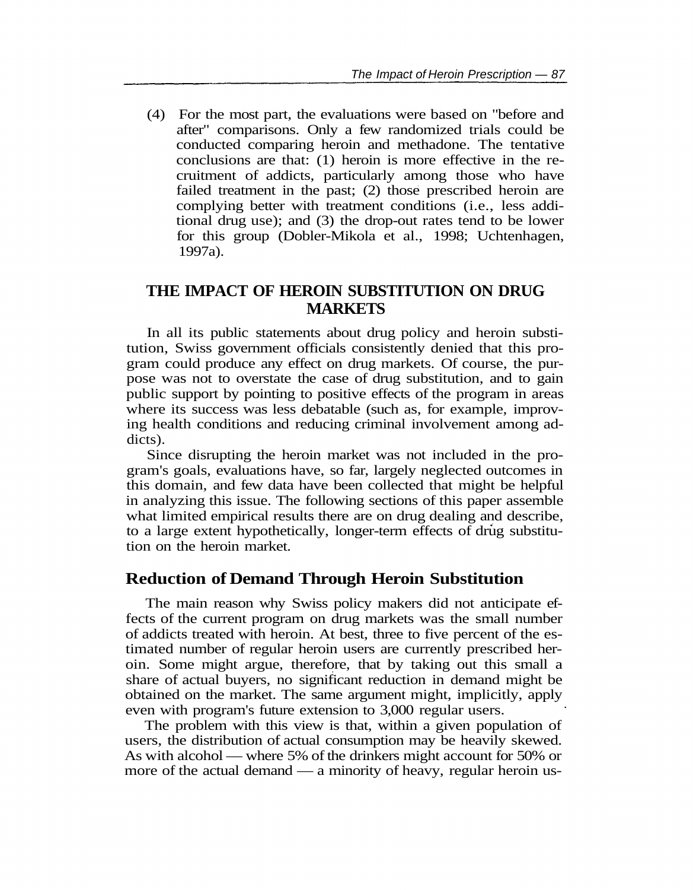(4) For the most part, the evaluations were based on "before and after" comparisons. Only a few randomized trials could be conducted comparing heroin and methadone. The tentative conclusions are that: (1) heroin is more effective in the recruitment of addicts, particularly among those who have failed treatment in the past; (2) those prescribed heroin are complying better with treatment conditions (i.e., less additional drug use); and (3) the drop-out rates tend to be lower for this group (Dobler-Mikola et al., 1998; Uchtenhagen, 1997a).

## THE IMPACT OF HEROIN SUBSTITUTION ON DRUG MARKETS

In all its public statements about drug policy and heroin substitution, Swiss government officials consistently denied that this program could produce any effect on drug markets. Of course, the purpose was not to overstate the case of drug substitution, and to gain public support by pointing to positive effects of the program in areas where its success was less debatable (such as, for example, improving health conditions and reducing criminal involvement among addicts).

Since disrupting the heroin market was not included in the program's goals, evaluations have, so far, largely neglected outcomes in this domain, and few data have been collected that might be helpful in analyzing this issue. The following sections of this paper assemble what limited empirical results there are on drug dealing and describe, to a large extent hypothetically, longer-term effects of drug substitution on the heroin market.

### Reduction of Demand Through Heroin Substitution

The main reason why Swiss policy makers did not anticipate effects of the current program on drug markets was the small number of addicts treated with heroin. At best, three to five percent of the estimated number of regular heroin users are currently prescribed heroin. Some might argue, therefore, that by taking out this small a share of actual buyers, no significant reduction in demand might be obtained on the market. The same argument might, implicitly, apply even with program's future extension to 3,000 regular users.

The problem with this view is that, within a given population of users, the distribution of actual consumption may be heavily skewed. As with alcohol — where 5% of the drinkers might account for 50% or more of the actual demand — a minority of heavy, regular heroin us-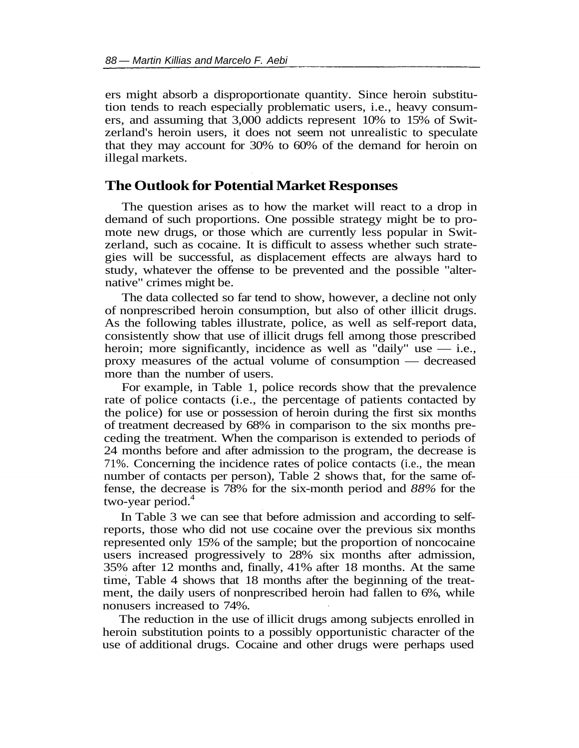ers might absorb a disproportionate quantity. Since heroin substitution tends to reach especially problematic users, i.e., heavy consumers, and assuming that 3,000 addicts represent 10% to 15% of Switzerland's heroin users, it does not seem not unrealistic to speculate that they may account for 30% to 60% of the demand for heroin on illegal markets.

## The Outlook for Potential Market Responses

The question arises as to how the market will react to a drop in demand of such proportions. One possible strategy might be to promote new drugs, or those which are currently less popular in Switzerland, such as cocaine. It is difficult to assess whether such strategies will be successful, as displacement effects are always hard to study, whatever the offense to be prevented and the possible "alternative" crimes might be.

The data collected so far tend to show, however, a decline not only of nonprescribed heroin consumption, but also of other illicit drugs. As the following tables illustrate, police, as well as self-report data, consistently show that use of illicit drugs fell among those prescribed heroin; more significantly, incidence as well as "daily" use — i.e., proxy measures of the actual volume of consumption — decreased more than the number of users.

For example, in Table 1, police records show that the prevalence rate of police contacts (i.e., the percentage of patients contacted by the police) for use or possession of heroin during the first six months of treatment decreased by 68% in comparison to the six months preceding the treatment. When the comparison is extended to periods of 24 months before and after admission to the program, the decrease is 71%. Concerning the incidence rates of police contacts (i.e., the mean number of contacts per person), Table 2 shows that, for the same offense, the decrease is 78% for the six-month period and *88%* for the two-year period.[4]

In Table 3 we can see that before admission and according to self-reports, those who did not use cocaine over the previous six months represented only 15% of the sample; but the proportion of noncocaine users increased progressively to 28% six months after admission, 35% after 12 months and, finally, 41% after 18 months. At the same time, Table 4 shows that 18 months after the beginning of the treatment, the daily users of nonprescribed heroin had fallen to 6%, while nonusers increased to 74%.

The reduction in the use of illicit drugs among subjects enrolled in heroin substitution points to a possibly opportunistic character of the use of additional drugs. Cocaine and other drugs were perhaps used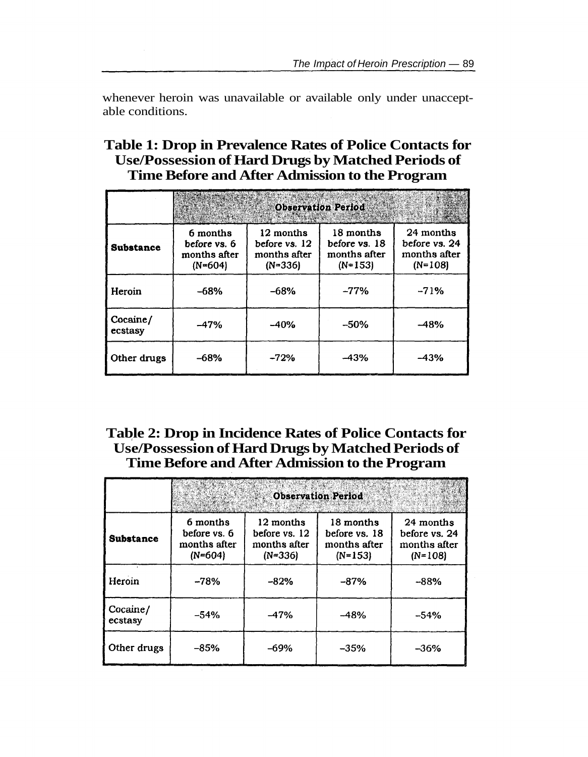whenever heroin was unavailable or available only under unacceptable conditions.

**Table 1: Drop in Prevalence Rates of Police Contacts for Use/Possession of Hard Drugs by Matched Periods of Time Before and After Admission to the Program**

| | Observation Period | | | |
|---|---|---|---|---|
| **Substance** | 6 months before vs. 6 months after (N=604) | 12 months before vs. 12 months after (N=336) | 18 months before vs. 18 months after (N=153) | 24 months before vs. 24 months after (N=108) |
| Heroin | –68% | –68% | –77% | –71% |
| Cocaine/ecstasy | –47% | –40% | –50% | –48% |
| Other drugs | –68% | –72% | –43% | –43% |

**Table 2: Drop in Incidence Rates of Police Contacts for Use/Possession of Hard Drugs by Matched Periods of Time Before and After Admission to the Program**

| | Observation Period | | | |
|---|---|---|---|---|
| **Substance** | 6 months before vs. 6 months after (N=604) | 12 months before vs. 12 months after (N=336) | 18 months before vs. 18 months after (N=153) | 24 months before vs. 24 months after (N=108) |
| Heroin | –78% | –82% | –87% | –88% |
| Cocaine/ecstasy | –54% | –47% | –48% | –54% |
| Other drugs | –85% | –69% | –35% | –36% |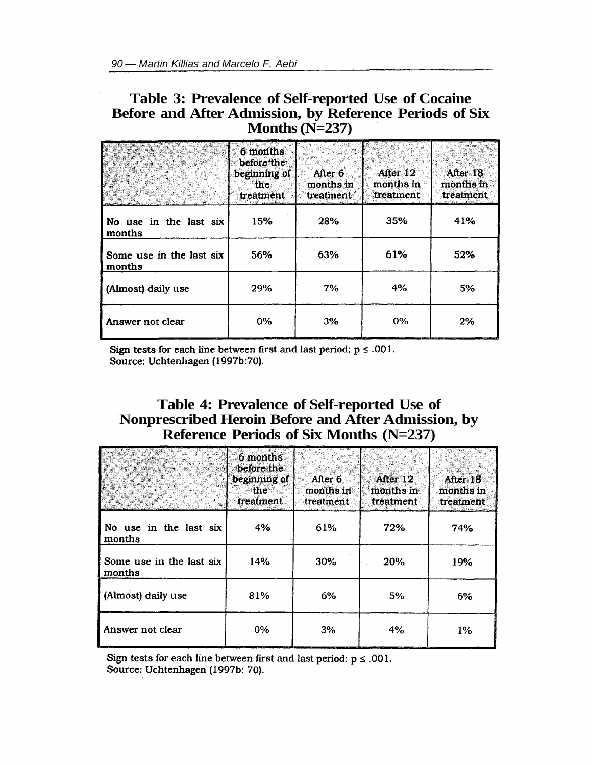**Table 3: Prevalence of Self-reported Use of Cocaine Before and After Admission, by Reference Periods of Six Months (N=237)**

| | 6 months before the beginning of the treatment | After 6 months in treatment | After 12 months in treatment | After 18 months in treatment |
|---|---|---|---|---|
| No use in the last six months | 15% | 28% | 35% | 41% |
| Some use in the last six months | 56% | 63% | 61% | 52% |
| (Almost) daily use | 29% | 7% | 4% | 5% |
| Answer not clear | 0% | 3% | 0% | 2% |

Sign tests for each line between first and last period: $p \leq .001$.
Source: Uchtenhagen (1997b:70).

**Table 4: Prevalence of Self-reported Use of Nonprescribed Heroin Before and After Admission, by Reference Periods of Six Months (N=237)**

| | 6 months before the beginning of the treatment | After 6 months in treatment | After 12 months in treatment | After 18 months in treatment |
|---|---|---|---|---|
| No use in the last six months | 4% | 61% | 72% | 74% |
| Some use in the last six months | 14% | 30% | 20% | 19% |
| (Almost) daily use | 81% | 6% | 5% | 6% |
| Answer not clear | 0% | 3% | 4% | 1% |

Sign tests for each line between first and last period: $p \leq .001$.
Source: Uchtenhagen (1997b: 70).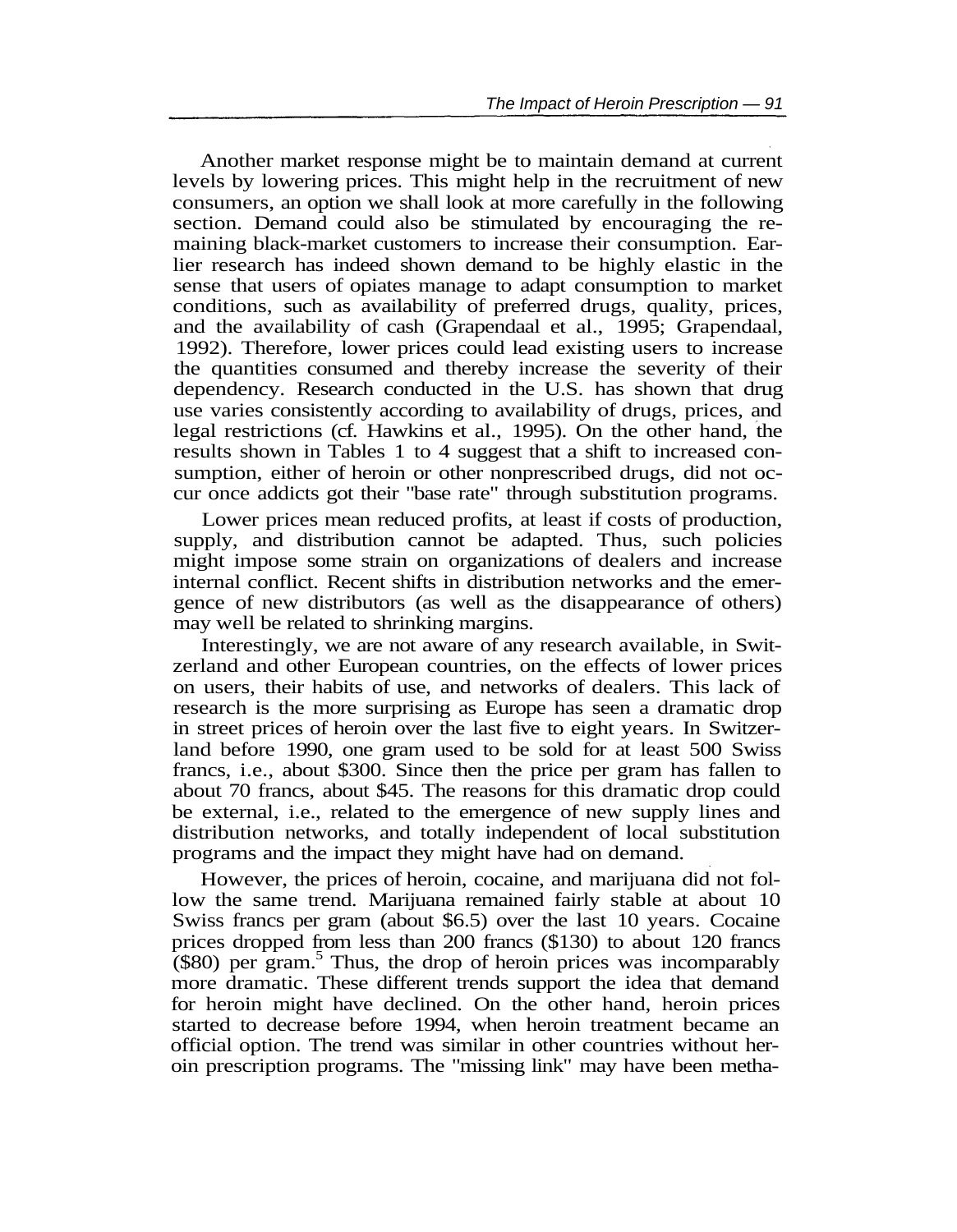Another market response might be to maintain demand at current levels by lowering prices. This might help in the recruitment of new consumers, an option we shall look at more carefully in the following section. Demand could also be stimulated by encouraging the remaining black-market customers to increase their consumption. Earlier research has indeed shown demand to be highly elastic in the sense that users of opiates manage to adapt consumption to market conditions, such as availability of preferred drugs, quality, prices, and the availability of cash (Grapendaal et al., 1995; Grapendaal, 1992). Therefore, lower prices could lead existing users to increase the quantities consumed and thereby increase the severity of their dependency. Research conducted in the U.S. has shown that drug use varies consistently according to availability of drugs, prices, and legal restrictions (cf. Hawkins et al., 1995). On the other hand, the results shown in Tables 1 to 4 suggest that a shift to increased consumption, either of heroin or other nonprescribed drugs, did not occur once addicts got their "base rate" through substitution programs.

Lower prices mean reduced profits, at least if costs of production, supply, and distribution cannot be adapted. Thus, such policies might impose some strain on organizations of dealers and increase internal conflict. Recent shifts in distribution networks and the emergence of new distributors (as well as the disappearance of others) may well be related to shrinking margins.

Interestingly, we are not aware of any research available, in Switzerland and other European countries, on the effects of lower prices on users, their habits of use, and networks of dealers. This lack of research is the more surprising as Europe has seen a dramatic drop in street prices of heroin over the last five to eight years. In Switzerland before 1990, one gram used to be sold for at least 500 Swiss francs, i.e., about $300. Since then the price per gram has fallen to about 70 francs, about $45. The reasons for this dramatic drop could be external, i.e., related to the emergence of new supply lines and distribution networks, and totally independent of local substitution programs and the impact they might have had on demand.

However, the prices of heroin, cocaine, and marijuana did not follow the same trend. Marijuana remained fairly stable at about 10 Swiss francs per gram (about $6.5) over the last 10 years. Cocaine prices dropped from less than 200 francs ($130) to about 120 francs ($80) per gram.[5] Thus, the drop of heroin prices was incomparably more dramatic. These different trends support the idea that demand for heroin might have declined. On the other hand, heroin prices started to decrease before 1994, when heroin treatment became an official option. The trend was similar in other countries without heroin prescription programs. The "missing link" may have been metha-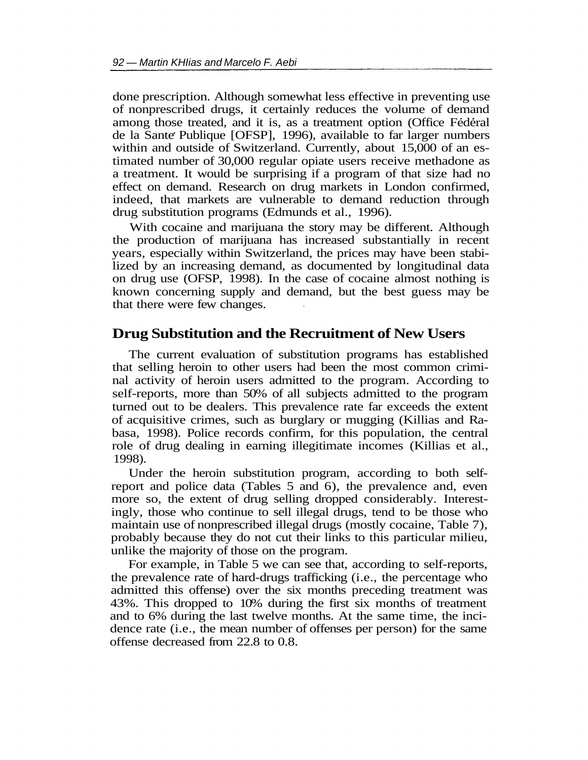done prescription. Although somewhat less effective in preventing use of nonprescribed drugs, it certainly reduces the volume of demand among those treated, and it is, as a treatment option (Office Fédéral de la Santé Publique [OFSP], 1996), available to far larger numbers within and outside of Switzerland. Currently, about 15,000 of an estimated number of 30,000 regular opiate users receive methadone as a treatment. It would be surprising if a program of that size had no effect on demand. Research on drug markets in London confirmed, indeed, that markets are vulnerable to demand reduction through drug substitution programs (Edmunds et al., 1996).

With cocaine and marijuana the story may be different. Although the production of marijuana has increased substantially in recent years, especially within Switzerland, the prices may have been stabilized by an increasing demand, as documented by longitudinal data on drug use (OFSP, 1998). In the case of cocaine almost nothing is known concerning supply and demand, but the best guess may be that there were few changes.

## Drug Substitution and the Recruitment of New Users

The current evaluation of substitution programs has established that selling heroin to other users had been the most common criminal activity of heroin users admitted to the program. According to self-reports, more than 50% of all subjects admitted to the program turned out to be dealers. This prevalence rate far exceeds the extent of acquisitive crimes, such as burglary or mugging (Killias and Rabasa, 1998). Police records confirm, for this population, the central role of drug dealing in earning illegitimate incomes (Killias et al., 1998).

Under the heroin substitution program, according to both self-report and police data (Tables 5 and 6), the prevalence and, even more so, the extent of drug selling dropped considerably. Interestingly, those who continue to sell illegal drugs, tend to be those who maintain use of nonprescribed illegal drugs (mostly cocaine, Table 7), probably because they do not cut their links to this particular milieu, unlike the majority of those on the program.

For example, in Table 5 we can see that, according to self-reports, the prevalence rate of hard-drugs trafficking (i.e., the percentage who admitted this offense) over the six months preceding treatment was 43%. This dropped to 10% during the first six months of treatment and to 6% during the last twelve months. At the same time, the incidence rate (i.e., the mean number of offenses per person) for the same offense decreased from 22.8 to 0.8.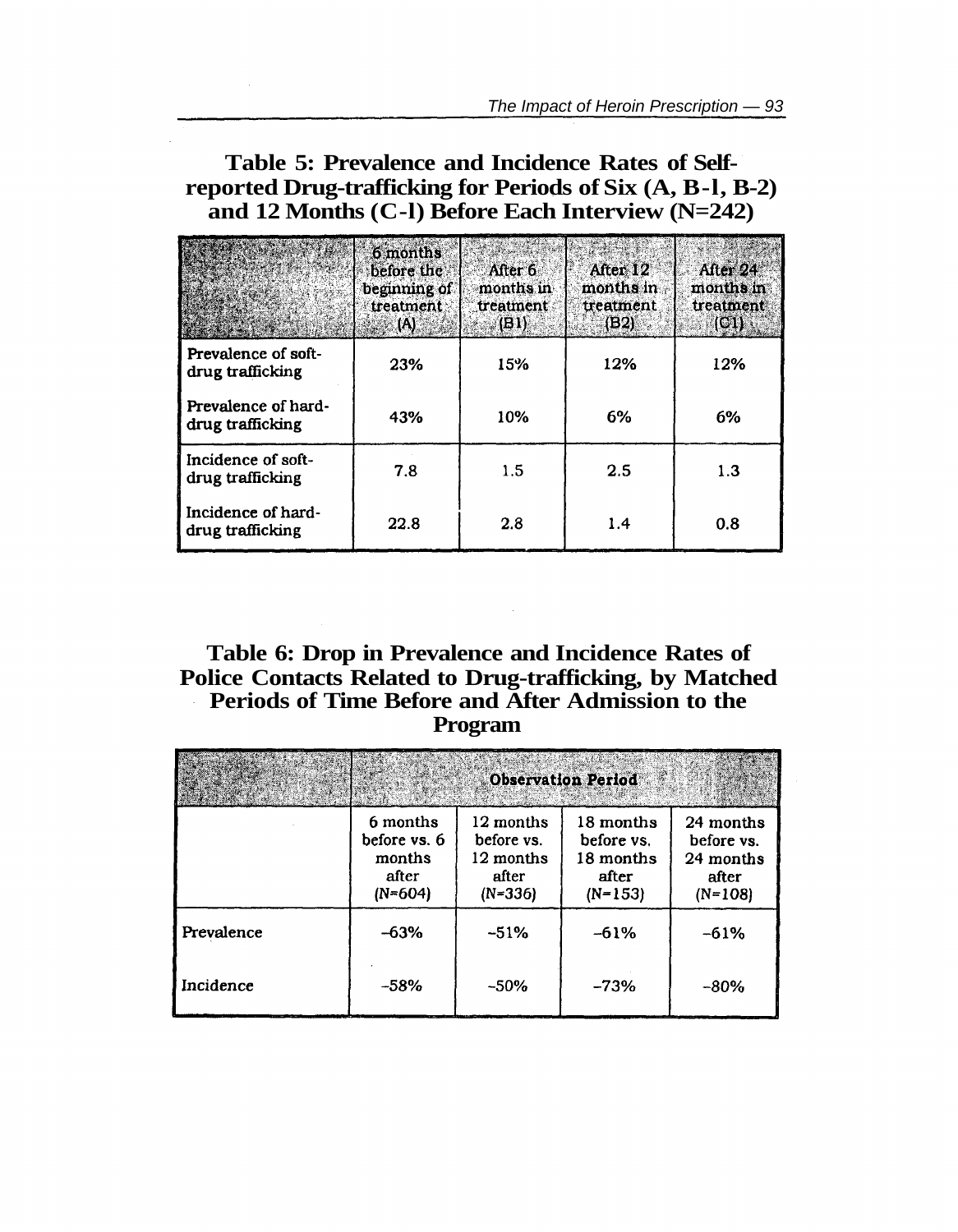**Table 5: Prevalence and Incidence Rates of Self-reported Drug-trafficking for Periods of Six (A, B-l, B-2) and 12 Months (C-l) Before Each Interview (N=242)**

| | 6 months before the beginning of treatment (A) | After 6 months in treatment (B1) | After 12 months in treatment (B2) | After 24 months in treatment (C1) |
|---|---|---|---|---|
| Prevalence of soft-drug trafficking | 23% | 15% | 12% | 12% |
| Prevalence of hard-drug trafficking | 43% | 10% | 6% | 6% |
| Incidence of soft-drug trafficking | 7.8 | 1.5 | 2.5 | 1.3 |
| Incidence of hard-drug trafficking | 22.8 | 2.8 | 1.4 | 0.8 |

**Table 6: Drop in Prevalence and Incidence Rates of Police Contacts Related to Drug-trafficking, by Matched Periods of Time Before and After Admission to the Program**

| | Observation Period | | | |
|---|---|---|---|---|
| | 6 months before vs. 6 months after (N=604) | 12 months before vs. 12 months after (N=336) | 18 months before vs. 18 months after (N=153) | 24 months before vs. 24 months after (N=108) |
| Prevalence | −63% | −51% | −61% | −61% |
| Incidence | −58% | −50% | −73% | −80% |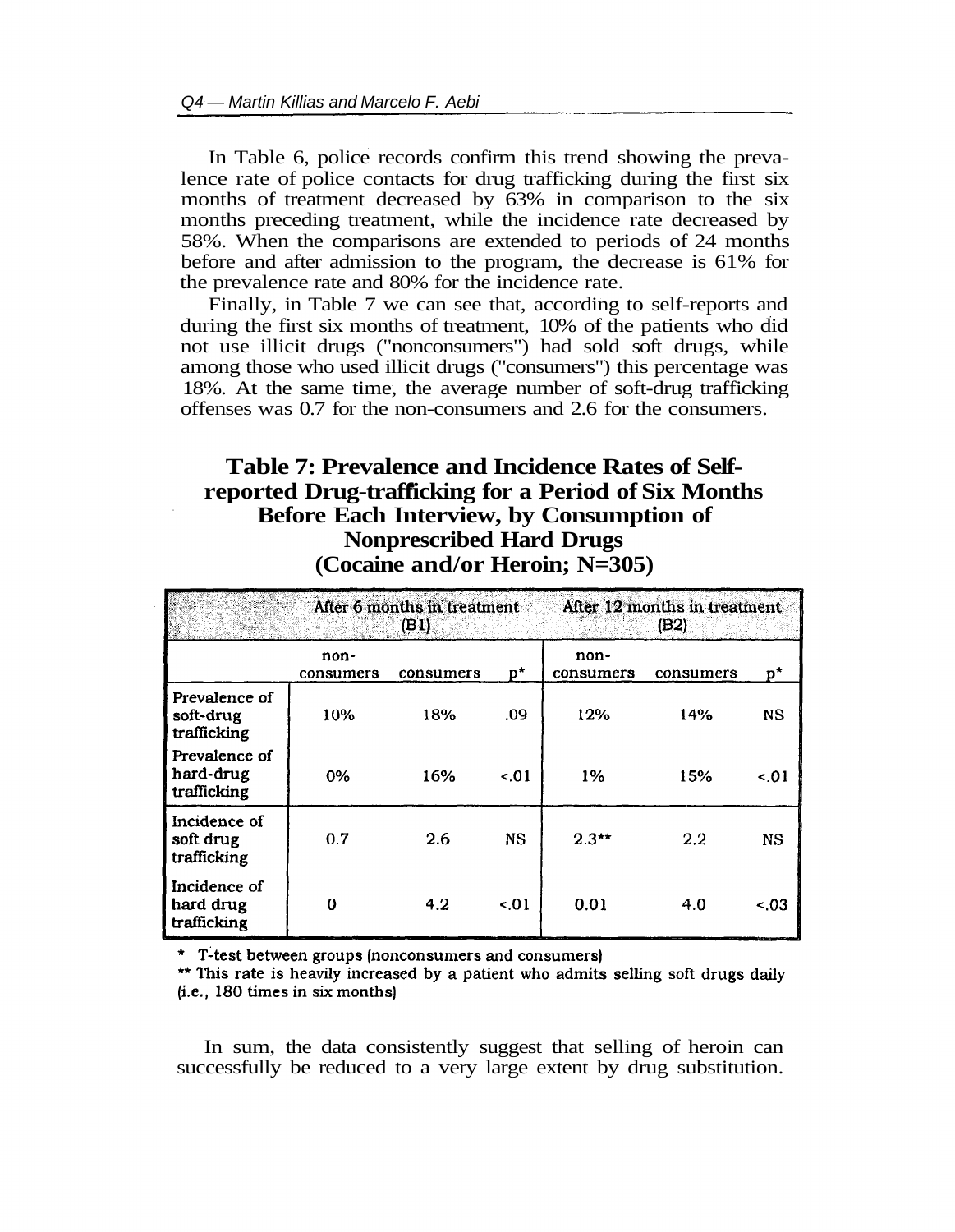In Table 6, police records confirm this trend showing the prevalence rate of police contacts for drug trafficking during the first six months of treatment decreased by 63% in comparison to the six months preceding treatment, while the incidence rate decreased by 58%. When the comparisons are extended to periods of 24 months before and after admission to the program, the decrease is 61% for the prevalence rate and 80% for the incidence rate.

Finally, in Table 7 we can see that, according to self-reports and during the first six months of treatment, 10% of the patients who did not use illicit drugs ("nonconsumers") had sold soft drugs, while among those who used illicit drugs ("consumers") this percentage was 18%. At the same time, the average number of soft-drug trafficking offenses was 0.7 for the non-consumers and 2.6 for the consumers.

## Table 7: Prevalence and Incidence Rates of Self-reported Drug-trafficking for a Period of Six Months Before Each Interview, by Consumption of Nonprescribed Hard Drugs (Cocaine and/or Heroin; N=305)

| | After 6 months in treatment (B1) | | | After 12 months in treatment (B2) | | |
|---|---|---|---|---|---|---|
| | non-consumers | consumers | p* | non-consumers | consumers | p* |
| Prevalence of soft-drug trafficking | 10% | 18% | .09 | 12% | 14% | NS |
| Prevalence of hard-drug trafficking | 0% | 16% | <.01 | 1% | 15% | <.01 |
| Incidence of soft drug trafficking | 0.7 | 2.6 | NS | 2.3** | 2.2 | NS |
| Incidence of hard drug trafficking | 0 | 4.2 | <.01 | 0.01 | 4.0 | <.03 |

\* T-test between groups (nonconsumers and consumers)

** This rate is heavily increased by a patient who admits selling soft drugs daily (i.e., 180 times in six months)

In sum, the data consistently suggest that selling of heroin can successfully be reduced to a very large extent by drug substitution.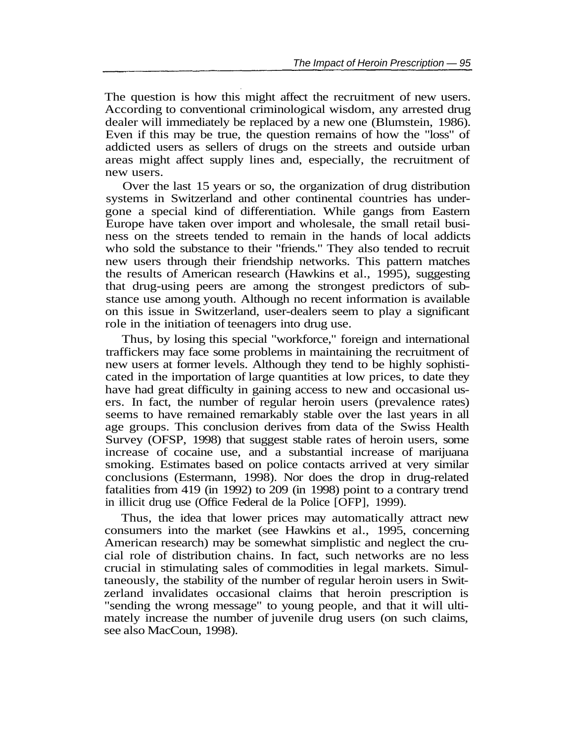The question is how this might affect the recruitment of new users. According to conventional criminological wisdom, any arrested drug dealer will immediately be replaced by a new one (Blumstein, 1986). Even if this may be true, the question remains of how the "loss" of addicted users as sellers of drugs on the streets and outside urban areas might affect supply lines and, especially, the recruitment of new users.

Over the last 15 years or so, the organization of drug distribution systems in Switzerland and other continental countries has undergone a special kind of differentiation. While gangs from Eastern Europe have taken over import and wholesale, the small retail business on the streets tended to remain in the hands of local addicts who sold the substance to their "friends." They also tended to recruit new users through their friendship networks. This pattern matches the results of American research (Hawkins et al., 1995), suggesting that drug-using peers are among the strongest predictors of substance use among youth. Although no recent information is available on this issue in Switzerland, user-dealers seem to play a significant role in the initiation of teenagers into drug use.

Thus, by losing this special "workforce," foreign and international traffickers may face some problems in maintaining the recruitment of new users at former levels. Although they tend to be highly sophisticated in the importation of large quantities at low prices, to date they have had great difficulty in gaining access to new and occasional users. In fact, the number of regular heroin users (prevalence rates) seems to have remained remarkably stable over the last years in all age groups. This conclusion derives from data of the Swiss Health Survey (OFSP, 1998) that suggest stable rates of heroin users, some increase of cocaine use, and a substantial increase of marijuana smoking. Estimates based on police contacts arrived at very similar conclusions (Estermann, 1998). Nor does the drop in drug-related fatalities from 419 (in 1992) to 209 (in 1998) point to a contrary trend in illicit drug use (Office Federal de la Police [OFP], 1999).

Thus, the idea that lower prices may automatically attract new consumers into the market (see Hawkins et al., 1995, concerning American research) may be somewhat simplistic and neglect the crucial role of distribution chains. In fact, such networks are no less crucial in stimulating sales of commodities in legal markets. Simultaneously, the stability of the number of regular heroin users in Switzerland invalidates occasional claims that heroin prescription is "sending the wrong message" to young people, and that it will ultimately increase the number of juvenile drug users (on such claims, see also MacCoun, 1998).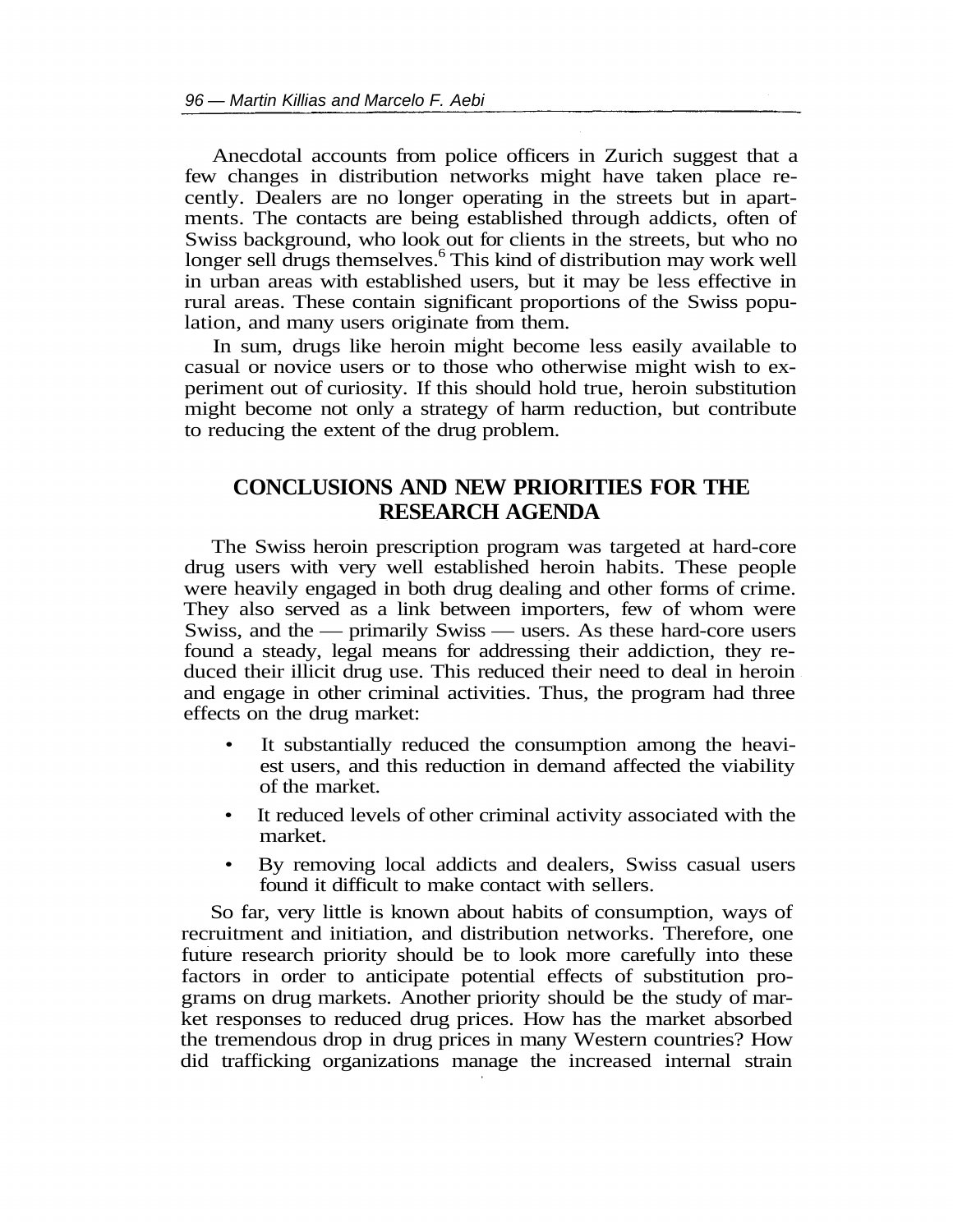Anecdotal accounts from police officers in Zurich suggest that a few changes in distribution networks might have taken place recently. Dealers are no longer operating in the streets but in apartments. The contacts are being established through addicts, often of Swiss background, who look out for clients in the streets, but who no longer sell drugs themselves.[6] This kind of distribution may work well in urban areas with established users, but it may be less effective in rural areas. These contain significant proportions of the Swiss population, and many users originate from them.

In sum, drugs like heroin might become less easily available to casual or novice users or to those who otherwise might wish to experiment out of curiosity. If this should hold true, heroin substitution might become not only a strategy of harm reduction, but contribute to reducing the extent of the drug problem.

## CONCLUSIONS AND NEW PRIORITIES FOR THE RESEARCH AGENDA

The Swiss heroin prescription program was targeted at hard-core drug users with very well established heroin habits. These people were heavily engaged in both drug dealing and other forms of crime. They also served as a link between importers, few of whom were Swiss, and the — primarily Swiss — users. As these hard-core users found a steady, legal means for addressing their addiction, they reduced their illicit drug use. This reduced their need to deal in heroin and engage in other criminal activities. Thus, the program had three effects on the drug market:

- It substantially reduced the consumption among the heaviest users, and this reduction in demand affected the viability of the market.
- It reduced levels of other criminal activity associated with the market.
- By removing local addicts and dealers, Swiss casual users found it difficult to make contact with sellers.

So far, very little is known about habits of consumption, ways of recruitment and initiation, and distribution networks. Therefore, one future research priority should be to look more carefully into these factors in order to anticipate potential effects of substitution programs on drug markets. Another priority should be the study of market responses to reduced drug prices. How has the market absorbed the tremendous drop in drug prices in many Western countries? How did trafficking organizations manage the increased internal strain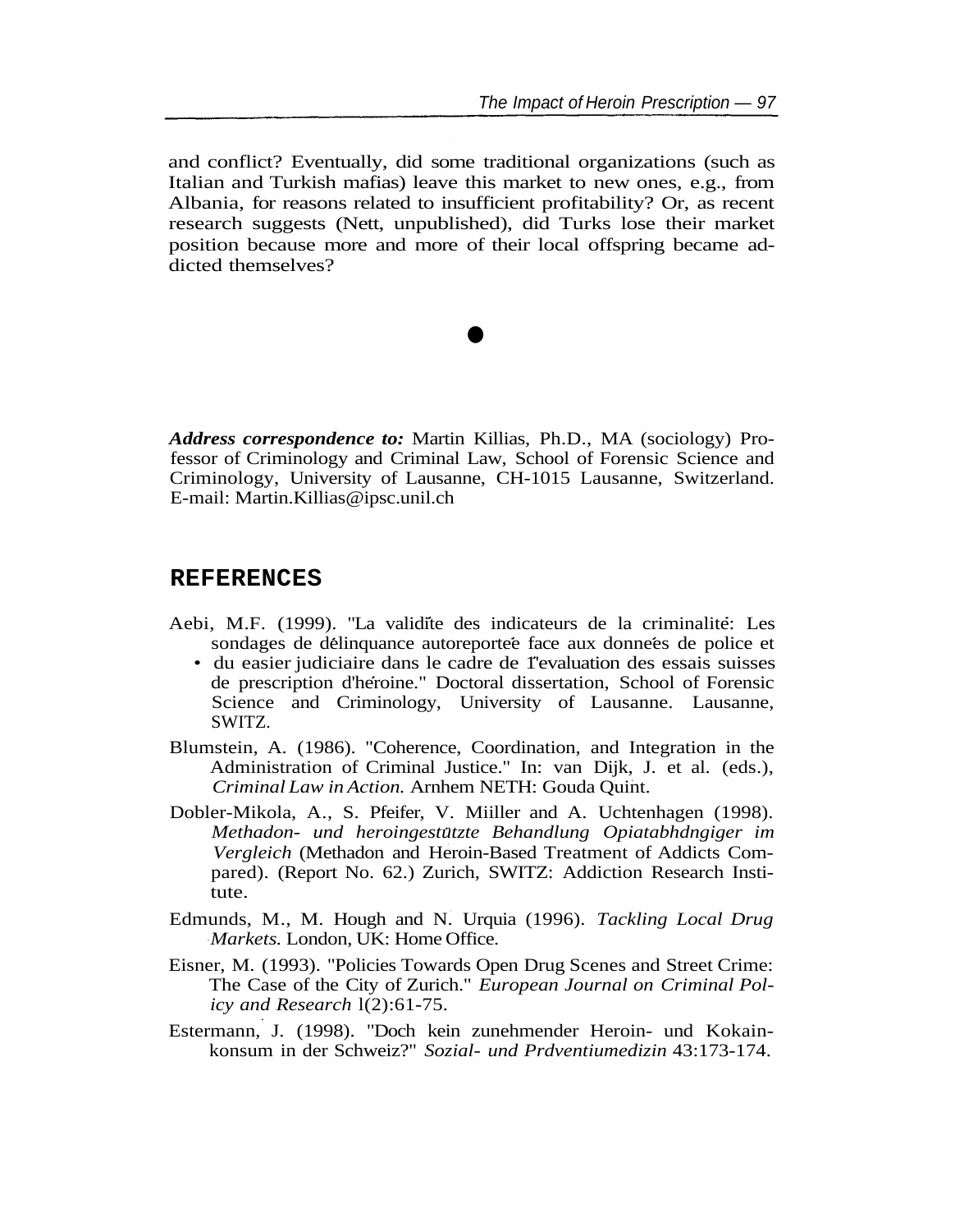and conflict? Eventually, did some traditional organizations (such as Italian and Turkish mafias) leave this market to new ones, e.g., from Albania, for reasons related to insufficient profitability? Or, as recent research suggests (Nett, unpublished), did Turks lose their market position because more and more of their local offspring became addicted themselves?

●

***Address correspondence to:*** Martin Killias, Ph.D., MA (sociology) Professor of Criminology and Criminal Law, School of Forensic Science and Criminology, University of Lausanne, CH-1015 Lausanne, Switzerland. E-mail: Martin.Killias@ipsc.unil.ch

## REFERENCES

Aebi, M.F. (1999). "La validíte des indicateurs de la criminalité: Les sondages de délinquance autoreportée face aux données de police et du easier judiciaire dans le cadre de 1'evaluation des essais suisses de prescription d'héroine." Doctoral dissertation, School of Forensic Science and Criminology, University of Lausanne. Lausanne, SWITZ.

Blumstein, A. (1986). "Coherence, Coordination, and Integration in the Administration of Criminal Justice." In: van Dijk, J. et al. (eds.), *Criminal Law in Action.* Arnhem NETH: Gouda Quint.

Dobler-Mikola, A., S. Pfeifer, V. Miiller and A. Uchtenhagen (1998). *Methadon- und heroingestützte Behandlung Opiatabhdngiger im Vergleich* (Methadon and Heroin-Based Treatment of Addicts Compared). (Report No. 62.) Zurich, SWITZ: Addiction Research Institute.

Edmunds, M., M. Hough and N. Urquia (1996). *Tackling Local Drug Markets.* London, UK: Home Office.

Eisner, M. (1993). "Policies Towards Open Drug Scenes and Street Crime: The Case of the City of Zurich." *European Journal on Criminal Policy and Research* l(2):61-75.

Estermann, J. (1998). "Doch kein zunehmender Heroin- und Kokainkonsum in der Schweiz?" *Sozial- und Prdventiumedizin* 43:173-174.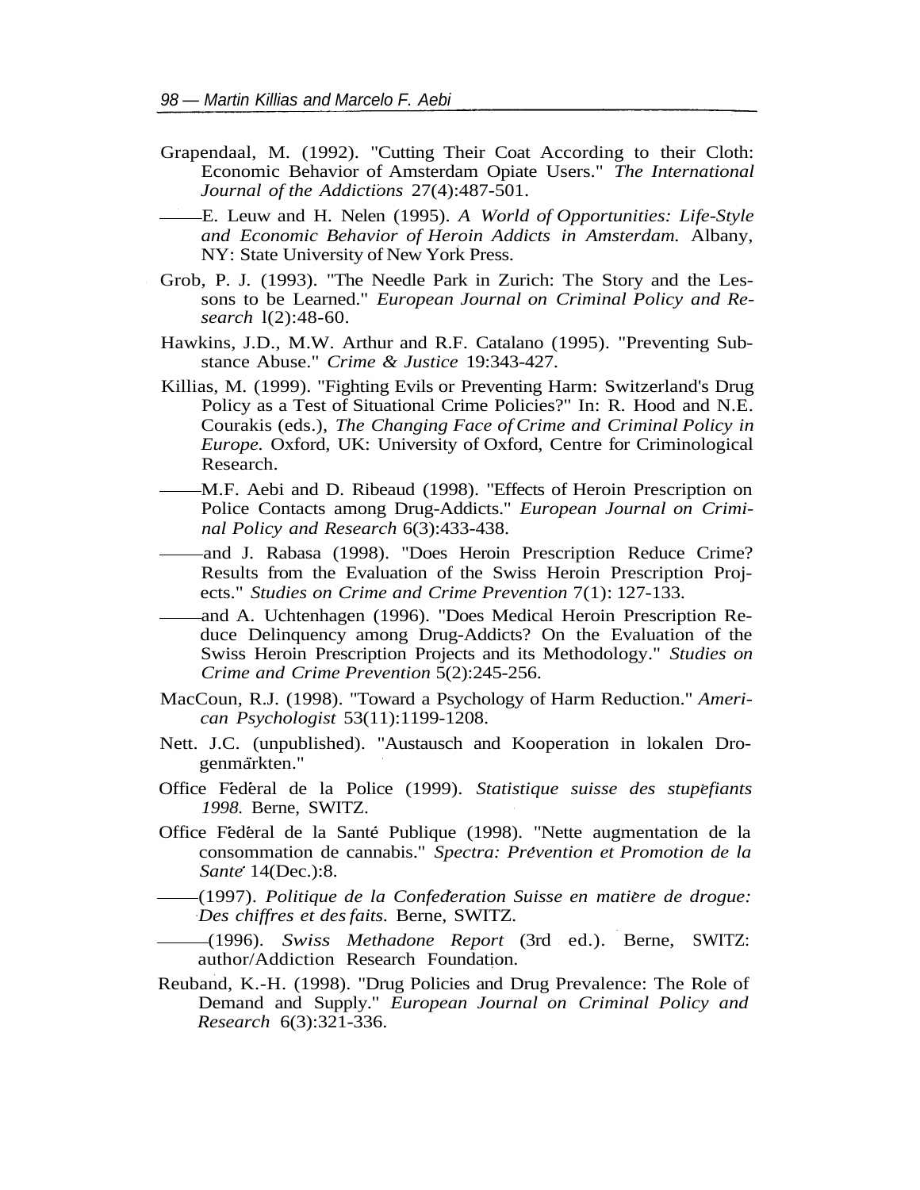Grapendaal, M. (1992). "Cutting Their Coat According to their Cloth: Economic Behavior of Amsterdam Opiate Users." *The International Journal of the Addictions* 27(4):487-501.

——E. Leuw and H. Nelen (1995). *A World of Opportunities: Life-Style and Economic Behavior of Heroin Addicts in Amsterdam.* Albany, NY: State University of New York Press.

Grob, P. J. (1993). "The Needle Park in Zurich: The Story and the Lessons to be Learned." *European Journal on Criminal Policy and Research* l(2):48-60.

Hawkins, J.D., M.W. Arthur and R.F. Catalano (1995). "Preventing Substance Abuse." *Crime & Justice* 19:343-427.

Killias, M. (1999). "Fighting Evils or Preventing Harm: Switzerland's Drug Policy as a Test of Situational Crime Policies?" In: R. Hood and N.E. Courakis (eds.), *The Changing Face of Crime and Criminal Policy in Europe.* Oxford, UK: University of Oxford, Centre for Criminological Research.

——M.F. Aebi and D. Ribeaud (1998). "Effects of Heroin Prescription on Police Contacts among Drug-Addicts." *European Journal on Criminal Policy and Research* 6(3):433-438.

——and J. Rabasa (1998). "Does Heroin Prescription Reduce Crime? Results from the Evaluation of the Swiss Heroin Prescription Projects." *Studies on Crime and Crime Prevention* 7(1): 127-133.

——and A. Uchtenhagen (1996). "Does Medical Heroin Prescription Reduce Delinquency among Drug-Addicts? On the Evaluation of the Swiss Heroin Prescription Projects and its Methodology." *Studies on Crime and Crime Prevention* 5(2):245-256.

MacCoun, R.J. (1998). "Toward a Psychology of Harm Reduction." *American Psychologist* 53(11):1199-1208.

Nett. J.C. (unpublished). "Austausch and Kooperation in lokalen Drogenmärkten."

Office Fédéral de la Police (1999). *Statistique suisse des stupéfiants 1998.* Berne, SWITZ.

Office Fédéral de la Santé Publique (1998). "Nette augmentation de la consommation de cannabis." *Spectra: Prévention et Promotion de la Santé* 14(Dec.):8.

——(1997). *Politique de la Confédération Suisse en matière de drogue: Des chiffres et des faits.* Berne, SWITZ.

——(1996). *Swiss Methadone Report* (3rd ed.). Berne, SWITZ: author/Addiction Research Foundation.

Reuband, K.-H. (1998). "Drug Policies and Drug Prevalence: The Role of Demand and Supply." *European Journal on Criminal Policy and Research* 6(3):321-336.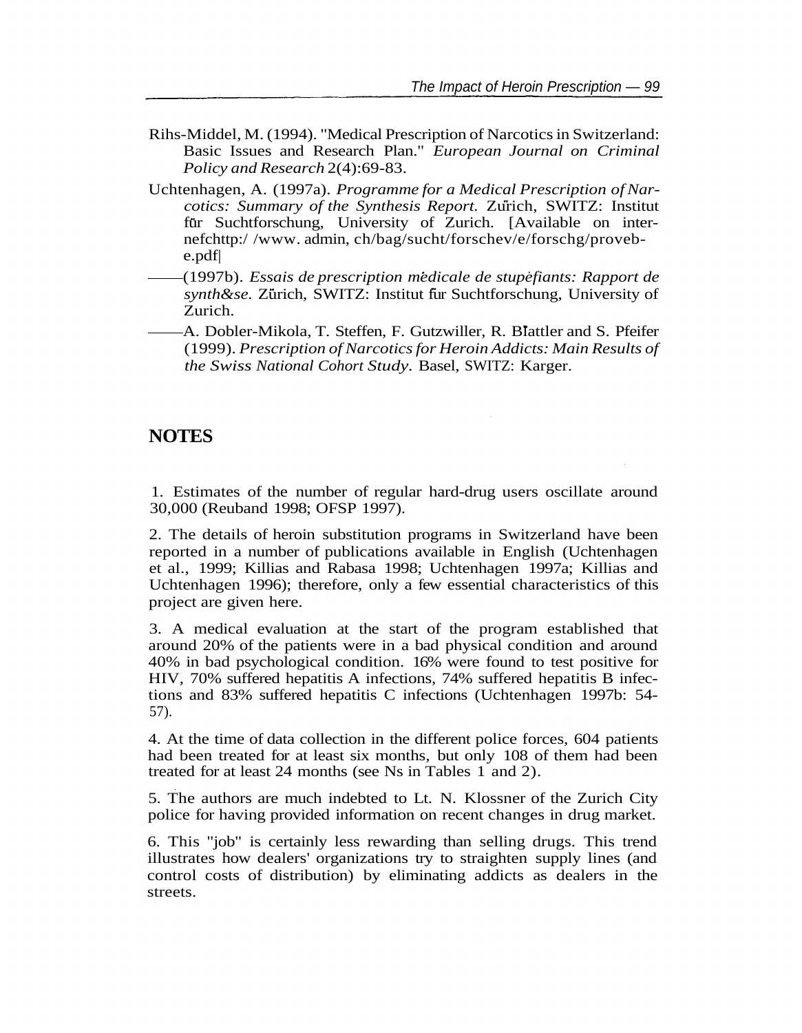Rihs-Middel, M. (1994). "Medical Prescription of Narcotics in Switzerland: Basic Issues and Research Plan." *European Journal on Criminal Policy and Research* 2(4):69-83.

Uchtenhagen, A. (1997a). *Programme for a Medical Prescription of Narcotics: Summary of the Synthesis Report.* Zürich, SWITZ: Institut für Suchtforschung, University of Zurich. [Available on internefchttp:/ /www. admin, ch/bag/sucht/forschev/e/forschg/proveb-e.pdf|

——(1997b). *Essais de prescription médicale de stupéfiants: Rapport de synth&se.* Zürich, SWITZ: Institut für Suchtforschung, University of Zurich.

——A. Dobler-Mikola, T. Steffen, F. Gutzwiller, R. Blattler and S. Pfeifer (1999). *Prescription of Narcotics for Heroin Addicts: Main Results of the Swiss National Cohort Study.* Basel, SWITZ: Karger.

## NOTES

1. Estimates of the number of regular hard-drug users oscillate around 30,000 (Reuband 1998; OFSP 1997).

2. The details of heroin substitution programs in Switzerland have been reported in a number of publications available in English (Uchtenhagen et al., 1999; Killias and Rabasa 1998; Uchtenhagen 1997a; Killias and Uchtenhagen 1996); therefore, only a few essential characteristics of this project are given here.

3. A medical evaluation at the start of the program established that around 20% of the patients were in a bad physical condition and around 40% in bad psychological condition. 16% were found to test positive for HIV, 70% suffered hepatitis A infections, 74% suffered hepatitis B infections and 83% suffered hepatitis C infections (Uchtenhagen 1997b: 54-57).

4. At the time of data collection in the different police forces, 604 patients had been treated for at least six months, but only 108 of them had been treated for at least 24 months (see Ns in Tables 1 and 2).

5. The authors are much indebted to Lt. N. Klossner of the Zurich City police for having provided information on recent changes in drug market.

6. This "job" is certainly less rewarding than selling drugs. This trend illustrates how dealers' organizations try to straighten supply lines (and control costs of distribution) by eliminating addicts as dealers in the streets.